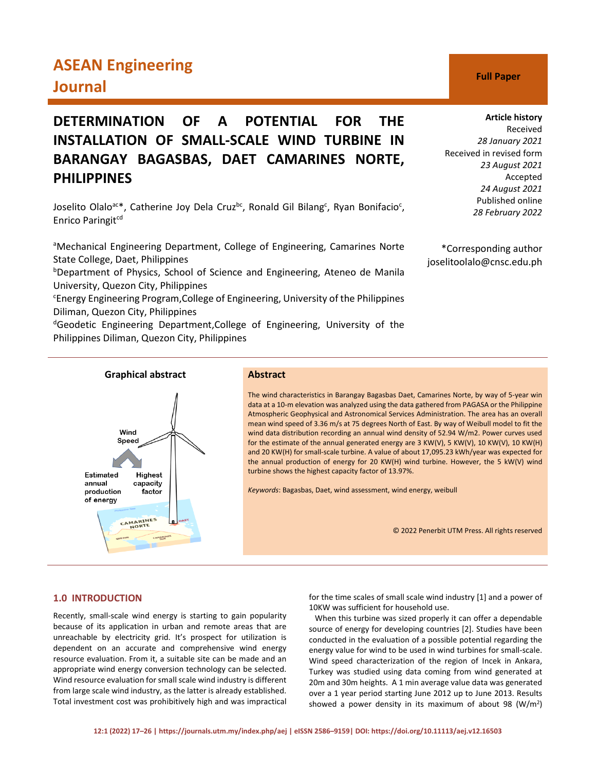# ASEAN Engineering Journal

**Full Paper**

## DETERMINATION OF A POTENTIAL FOR THE INSTALLATION OF SMALL-SCALE WIND TURBINE IN BARANGAY BAGASBAS, DAET CAMARINES NORTE, PHILIPPINES

Joselito Olalo[a,c]*, Catherine Joy Dela Cruz[b,c], Ronald Gil Bilang[c], Ryan Bonifacio[c], Enrico Paringit[c,d]

[a]Mechanical Engineering Department, College of Engineering, Camarines Norte State College, Daet, Philippines
[b]Department of Physics, School of Science and Engineering, Ateneo de Manila University, Quezon City, Philippines
[c]Energy Engineering Program, College of Engineering, University of the Philippines Diliman, Quezon City, Philippines
[d]Geodetic Engineering Department, College of Engineering, University of the Philippines Diliman, Quezon City, Philippines

**Article history**
Received
*28 January 2021*
Received in revised form
*23 August 2021*
Accepted
*24 August 2021*
Published online
*28 February 2022*

*Corresponding author
joselitoolalo@cnsc.edu.ph

**Graphical abstract**

**Abstract**

The wind characteristics in Barangay Bagasbas Daet, Camarines Norte, by way of 5-year win data at a 10-m elevation was analyzed using the data gathered from PAGASA or the Philippine Atmospheric Geophysical and Astronomical Services Administration. The area has an overall mean wind speed of 3.36 m/s at 75 degrees North of East. By way of Weibull model to fit the wind data distribution recording an annual wind density of 52.94 W/m2. Power curves used for the estimate of the annual generated energy are 3 KW(V), 5 KW(V), 10 KW(V), 10 KW(H) and 20 KW(H) for small-scale turbine. A value of about 17,095.23 kWh/year was expected for the annual production of energy for 20 KW(H) wind turbine. However, the 5 kW(V) wind turbine shows the highest capacity factor of 13.97%.

*Keywords*: Bagasbas, Daet, wind assessment, wind energy, weibull

© 2022 Penerbit UTM Press. All rights reserved

## 1.0 INTRODUCTION

Recently, small-scale wind energy is starting to gain popularity because of its application in urban and remote areas that are unreachable by electricity grid. It's prospect for utilization is dependent on an accurate and comprehensive wind energy resource evaluation. From it, a suitable site can be made and an appropriate wind energy conversion technology can be selected. Wind resource evaluation for small scale wind industry is different from large scale wind industry, as the latter is already established. Total investment cost was prohibitively high and was impractical for the time scales of small scale wind industry [1] and a power of 10KW was sufficient for household use.

When this turbine was sized properly it can offer a dependable source of energy for developing countries [2]. Studies have been conducted in the evaluation of a possible potential regarding the energy value for wind to be used in wind turbines for small-scale. Wind speed characterization of the region of Incek in Ankara, Turkey was studied using data coming from wind generated at 20m and 30m heights. A 1 min average value data was generated over a 1 year period starting June 2012 up to June 2013. Results showed a power density in its maximum of about 98 ($W/m^2$)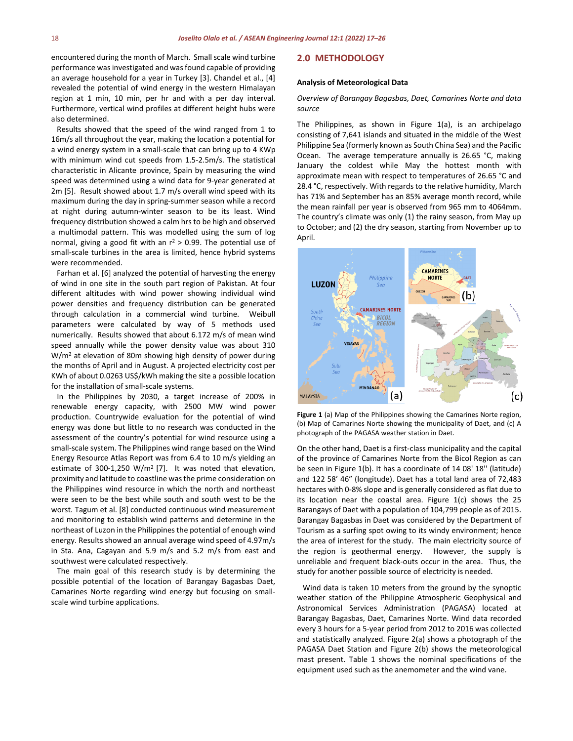encountered during the month of March. Small scale wind turbine performance was investigated and was found capable of providing an average household for a year in Turkey [3]. Chandel et al., [4] revealed the potential of wind energy in the western Himalayan region at 1 min, 10 min, per hr and with a per day interval. Furthermore, vertical wind profiles at different height hubs were also determined.

Results showed that the speed of the wind ranged from 1 to 16m/s all throughout the year, making the location a potential for a wind energy system in a small-scale that can bring up to 4 KWp with minimum wind cut speeds from 1.5-2.5m/s. The statistical characteristic in Alicante province, Spain by measuring the wind speed was determined using a wind data for 9-year generated at 2m [5]. Result showed about 1.7 m/s overall wind speed with its maximum during the day in spring-summer season while a record at night during autumn-winter season to be its least. Wind frequency distribution showed a calm hrs to be high and observed a multimodal pattern. This was modelled using the sum of log normal, giving a good fit with an $r^2 > 0.99$. The potential use of small-scale turbines in the area is limited, hence hybrid systems were recommended.

Farhan et al. [6] analyzed the potential of harvesting the energy of wind in one site in the south part region of Pakistan. At four different altitudes with wind power showing individual wind power densities and frequency distribution can be generated through calculation in a commercial wind turbine. Weibull parameters were calculated by way of 5 methods used numerically. Results showed that about 6.172 m/s of mean wind speed annually while the power density value was about 310 W/m$^2$ at elevation of 80m showing high density of power during the months of April and in August. A projected electricity cost per KWh of about 0.0263 US$/kWh making the site a possible location for the installation of small-scale systems.

In the Philippines by 2030, a target increase of 200% in renewable energy capacity, with 2500 MW wind power production. Countrywide evaluation for the potential of wind energy was done but little to no research was conducted in the assessment of the country's potential for wind resource using a small-scale system. The Philippines wind range based on the Wind Energy Resource Atlas Report was from 6.4 to 10 m/s yielding an estimate of 300-1,250 W/m$^2$ [7]. It was noted that elevation, proximity and latitude to coastline was the prime consideration on the Philippines wind resource in which the north and northeast were seen to be the best while south and south west to be the worst. Tagum et al. [8] conducted continuous wind measurement and monitoring to establish wind patterns and determine in the northeast of Luzon in the Philippines the potential of enough wind energy. Results showed an annual average wind speed of 4.97m/s in Sta. Ana, Cagayan and 5.9 m/s and 5.2 m/s from east and southwest were calculated respectively.

The main goal of this research study is by determining the possible potential of the location of Barangay Bagasbas Daet, Camarines Norte regarding wind energy but focusing on small-scale wind turbine applications.

## 2.0 METHODOLOGY

### Analysis of Meteorological Data

*Overview of Barangay Bagasbas, Daet, Camarines Norte and data source*

The Philippines, as shown in Figure 1(a), is an archipelago consisting of 7,641 islands and situated in the middle of the West Philippine Sea (formerly known as South China Sea) and the Pacific Ocean. The average temperature annually is 26.65 °C, making January the coldest while May the hottest month with approximate mean with respect to temperatures of 26.65 °C and 28.4 °C, respectively. With regards to the relative humidity, March has 71% and September has an 85% average month record, while the mean rainfall per year is observed from 965 mm to 4064mm. The country's climate was only (1) the rainy season, from May up to October; and (2) the dry season, starting from November up to April.

**Figure 1** (a) Map of the Philippines showing the Camarines Norte region, (b) Map of Camarines Norte showing the municipality of Daet, and (c) A photograph of the PAGASA weather station in Daet.

On the other hand, Daet is a first-class municipality and the capital of the province of Camarines Norte from the Bicol Region as can be seen in Figure 1(b). It has a coordinate of 14 08' 18'' (latitude) and 122 58' 46" (longitude). Daet has a total land area of 72,483 hectares with 0-8% slope and is generally considered as flat due to its location near the coastal area. Figure 1(c) shows the 25 Barangays of Daet with a population of 104,799 people as of 2015. Barangay Bagasbas in Daet was considered by the Department of Tourism as a surfing spot owing to its windy environment; hence the area of interest for the study. The main electricity source of the region is geothermal energy. However, the supply is unreliable and frequent black-outs occur in the area. Thus, the study for another possible source of electricity is needed.

Wind data is taken 10 meters from the ground by the synoptic weather station of the Philippine Atmospheric Geophysical and Astronomical Services Administration (PAGASA) located at Barangay Bagasbas, Daet, Camarines Norte. Wind data recorded every 3 hours for a 5-year period from 2012 to 2016 was collected and statistically analyzed. Figure 2(a) shows a photograph of the PAGASA Daet Station and Figure 2(b) shows the meteorological mast present. Table 1 shows the nominal specifications of the equipment used such as the anemometer and the wind vane.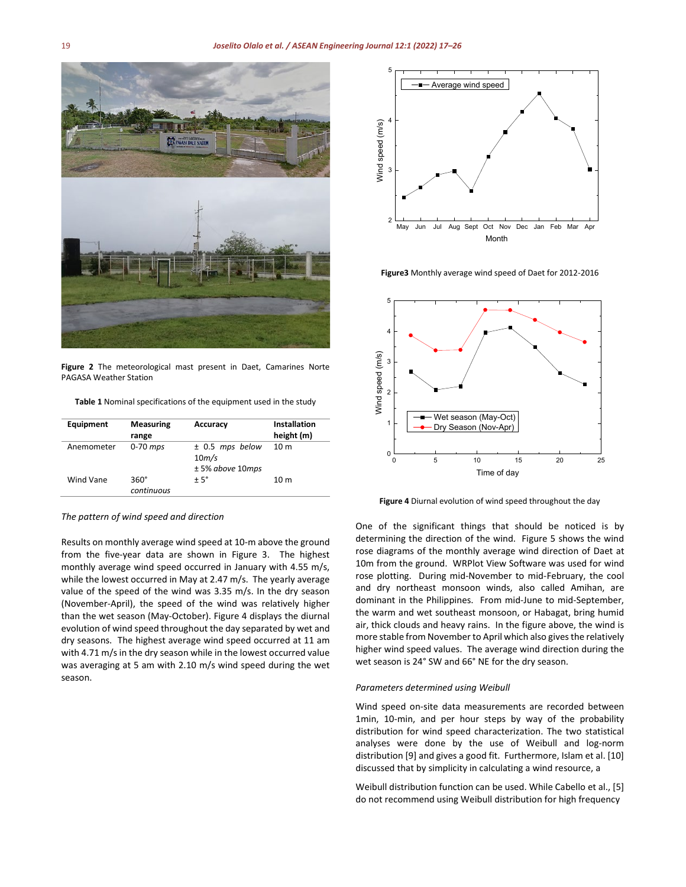**Figure 2** The meteorological mast present in Daet, Camarines Norte PAGASA Weather Station

**Table 1** Nominal specifications of the equipment used in the study

| Equipment | Measuring range | Accuracy | Installation height (m) |
|---|---|---|---|
| Anemometer | 0-70 *mps* | ± 0.5 *mps below* 10*m/s*<br>± 5% *above* 10*mps* | 10 m |
| Wind Vane | 360° *continuous* | ± 5° | 10 m |

*The pattern of wind speed and direction*

Results on monthly average wind speed at 10-m above the ground from the five-year data are shown in Figure 3. The highest monthly average wind speed occurred in January with 4.55 m/s, while the lowest occurred in May at 2.47 m/s. The yearly average value of the speed of the wind was 3.35 m/s. In the dry season (November-April), the speed of the wind was relatively higher than the wet season (May-October). Figure 4 displays the diurnal evolution of wind speed throughout the day separated by wet and dry seasons. The highest average wind speed occurred at 11 am with 4.71 m/s in the dry season while in the lowest occurred value was averaging at 5 am with 2.10 m/s wind speed during the wet season.

**Figure3** Monthly average wind speed of Daet for 2012-2016

**Figure 4** Diurnal evolution of wind speed throughout the day

One of the significant things that should be noticed is by determining the direction of the wind. Figure 5 shows the wind rose diagrams of the monthly average wind direction of Daet at 10m from the ground. WRPlot View Software was used for wind rose plotting. During mid-November to mid-February, the cool and dry northeast monsoon winds, also called Amihan, are dominant in the Philippines. From mid-June to mid-September, the warm and wet southeast monsoon, or Habagat, bring humid air, thick clouds and heavy rains. In the figure above, the wind is more stable from November to April which also gives the relatively higher wind speed values. The average wind direction during the wet season is 24° SW and 66° NE for the dry season.

*Parameters determined using Weibull*

Wind speed on-site data measurements are recorded between 1min, 10-min, and per hour steps by way of the probability distribution for wind speed characterization. The two statistical analyses were done by the use of Weibull and log-norm distribution [9] and gives a good fit. Furthermore, Islam et al. [10] discussed that by simplicity in calculating a wind resource, a

Weibull distribution function can be used. While Cabello et al., [5] do not recommend using Weibull distribution for high frequency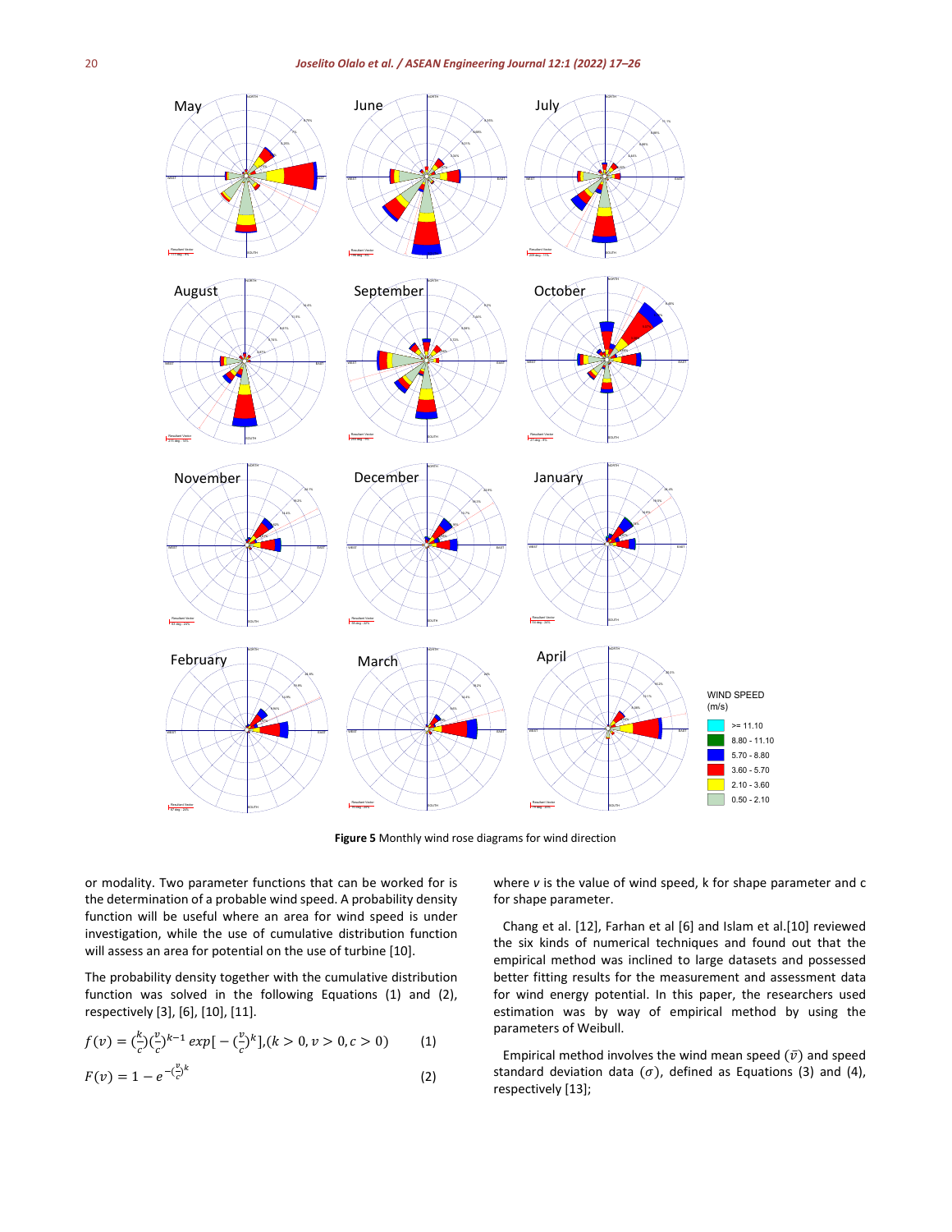**Figure 5** Monthly wind rose diagrams for wind direction

or modality. Two parameter functions that can be worked for is the determination of a probable wind speed. A probability density function will be useful where an area for wind speed is under investigation, while the use of cumulative distribution function will assess an area for potential on the use of turbine [10].

The probability density together with the cumulative distribution function was solved in the following Equations (1) and (2), respectively [3], [6], [10], [11].

$$f(v) = (\frac{k}{c})(\frac{v}{c})^{k-1} \exp[-(\frac{v}{c})^{k}], (k > 0, v > 0, c > 0) \qquad (1)$$

$$F(v) = 1 - e^{-(\frac{v}{c})^{k}} \qquad (2)$$

where $v$ is the value of wind speed, k for shape parameter and c for shape parameter.

Chang et al. [12], Farhan et al [6] and Islam et al.[10] reviewed the six kinds of numerical techniques and found out that the empirical method was inclined to large datasets and possessed better fitting results for the measurement and assessment data for wind energy potential. In this paper, the researchers used estimation was by way of empirical method by using the parameters of Weibull.

Empirical method involves the wind mean speed ($\bar{v}$) and speed standard deviation data ($\sigma$), defined as Equations (3) and (4), respectively [13];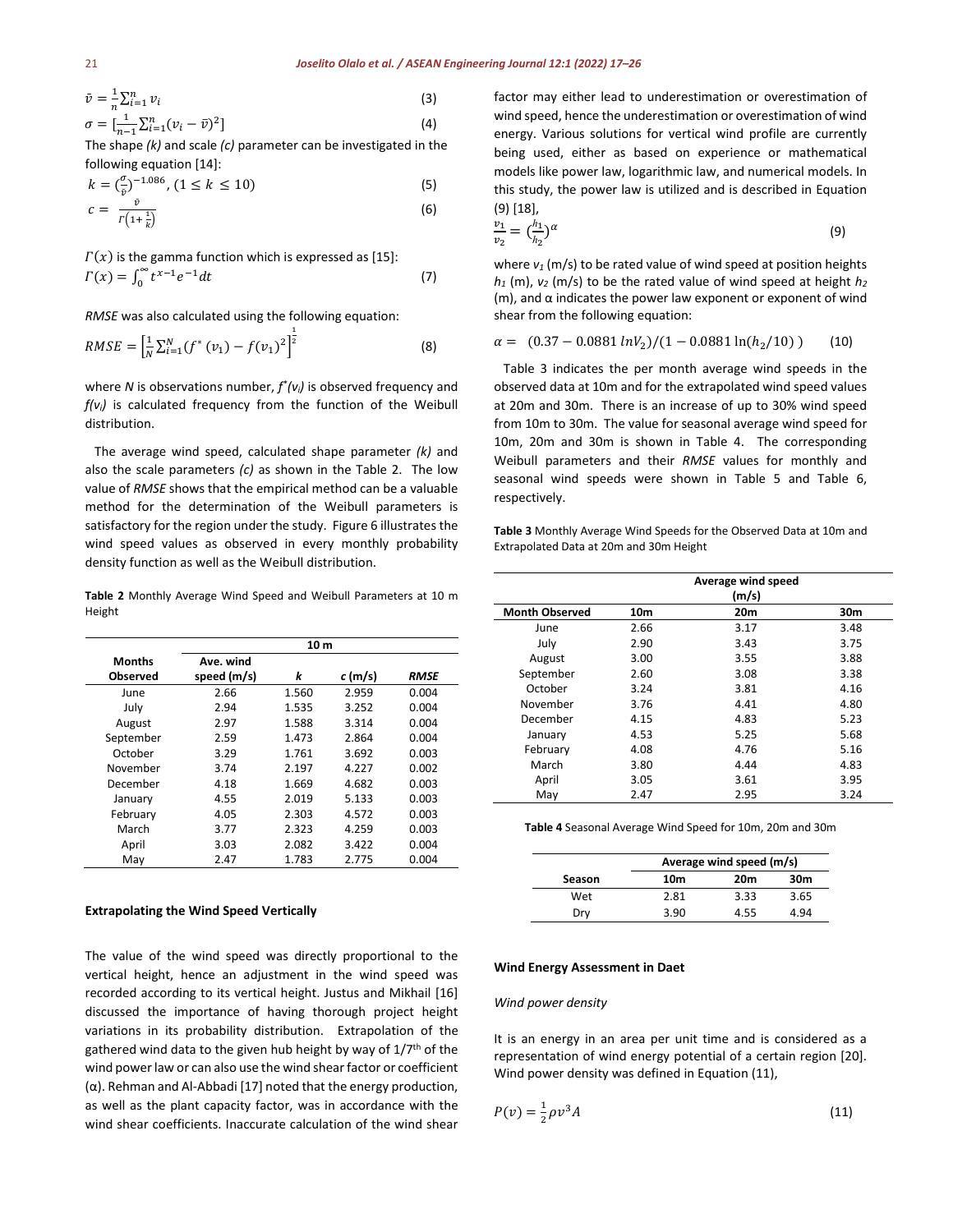$$\bar{v} = \frac{1}{n}\sum_{i=1}^{n} v_i \tag{3}$$

$$\sigma = [\frac{1}{n-1}\sum_{i=1}^{n}(v_i - \bar{v})^2] \tag{4}$$

The shape *(k)* and scale *(c)* parameter can be investigated in the following equation [14]:

$$k = (\frac{\sigma}{\bar{v}})^{-1.086},\ (1 \leq k \leq 10) \tag{5}$$

$$c = \frac{\bar{v}}{\Gamma\left(1+\frac{1}{k}\right)} \tag{6}$$

$\Gamma(x)$ is the gamma function which is expressed as [15]:

$$\Gamma(x) = \int_0^{\infty} t^{x-1}e^{-1}dt \tag{7}$$

*RMSE* was also calculated using the following equation:

$$RMSE = \left[\frac{1}{N}\sum_{i=1}^{N}(f^*(v_1) - f(v_1)^2\right]^{\frac{1}{2}} \tag{8}$$

where $N$ is observations number, $f^*(v_i)$ is observed frequency and $f(v_i)$ is calculated frequency from the function of the Weibull distribution.

The average wind speed, calculated shape parameter *(k)* and also the scale parameters *(c)* as shown in the Table 2. The low value of *RMSE* shows that the empirical method can be a valuable method for the determination of the Weibull parameters is satisfactory for the region under the study. Figure 6 illustrates the wind speed values as observed in every monthly probability density function as well as the Weibull distribution.

**Table 2** Monthly Average Wind Speed and Weibull Parameters at 10 m Height

| | 10 m | | | |
|---|---|---|---|---|
| **Months Observed** | **Ave. wind speed (m/s)** | ***k*** | ***c* (m/s)** | ***RMSE*** |
| June | 2.66 | 1.560 | 2.959 | 0.004 |
| July | 2.94 | 1.535 | 3.252 | 0.004 |
| August | 2.97 | 1.588 | 3.314 | 0.004 |
| September | 2.59 | 1.473 | 2.864 | 0.004 |
| October | 3.29 | 1.761 | 3.692 | 0.003 |
| November | 3.74 | 2.197 | 4.227 | 0.002 |
| December | 4.18 | 1.669 | 4.682 | 0.003 |
| January | 4.55 | 2.019 | 5.133 | 0.003 |
| February | 4.05 | 2.303 | 4.572 | 0.003 |
| March | 3.77 | 2.323 | 4.259 | 0.003 |
| April | 3.03 | 2.082 | 3.422 | 0.004 |
| May | 2.47 | 1.783 | 2.775 | 0.004 |

**Extrapolating the Wind Speed Vertically**

The value of the wind speed was directly proportional to the vertical height, hence an adjustment in the wind speed was recorded according to its vertical height. Justus and Mikhail [16] discussed the importance of having thorough project height variations in its probability distribution. Extrapolation of the gathered wind data to the given hub height by way of 1/7th of the wind power law or can also use the wind shear factor or coefficient (α). Rehman and Al-Abbadi [17] noted that the energy production, as well as the plant capacity factor, was in accordance with the wind shear coefficients. Inaccurate calculation of the wind shear factor may either lead to underestimation or overestimation of wind speed, hence the underestimation or overestimation of wind energy. Various solutions for vertical wind profile are currently being used, either as based on experience or mathematical models like power law, logarithmic law, and numerical models. In this study, the power law is utilized and is described in Equation (9) [18],

$$\frac{v_1}{v_2} = (\frac{h_1}{h_2})^{\alpha} \tag{9}$$

where $v_1$ (m/s) to be rated value of wind speed at position heights $h_1$ (m), $v_2$ (m/s) to be the rated value of wind speed at height $h_2$ (m), and α indicates the power law exponent or exponent of wind shear from the following equation:

$$\alpha = (0.37 - 0.0881\ lnV_2)/(1 - 0.0881\ln(h_2/10)) \tag{10}$$

Table 3 indicates the per month average wind speeds in the observed data at 10m and for the extrapolated wind speed values at 20m and 30m. There is an increase of up to 30% wind speed from 10m to 30m. The value for seasonal average wind speed for 10m, 20m and 30m is shown in Table 4. The corresponding Weibull parameters and their *RMSE* values for monthly and seasonal wind speeds were shown in Table 5 and Table 6, respectively.

**Table 3** Monthly Average Wind Speeds for the Observed Data at 10m and Extrapolated Data at 20m and 30m Height

| | Average wind speed (m/s) | | |
|---|---|---|---|
| **Month Observed** | **10m** | **20m** | **30m** |
| June | 2.66 | 3.17 | 3.48 |
| July | 2.90 | 3.43 | 3.75 |
| August | 3.00 | 3.55 | 3.88 |
| September | 2.60 | 3.08 | 3.38 |
| October | 3.24 | 3.81 | 4.16 |
| November | 3.76 | 4.41 | 4.80 |
| December | 4.15 | 4.83 | 5.23 |
| January | 4.53 | 5.25 | 5.68 |
| February | 4.08 | 4.76 | 5.16 |
| March | 3.80 | 4.44 | 4.83 |
| April | 3.05 | 3.61 | 3.95 |
| May | 2.47 | 2.95 | 3.24 |

**Table 4** Seasonal Average Wind Speed for 10m, 20m and 30m

| | Average wind speed (m/s) | | |
|---|---|---|---|
| **Season** | **10m** | **20m** | **30m** |
| Wet | 2.81 | 3.33 | 3.65 |
| Dry | 3.90 | 4.55 | 4.94 |

**Wind Energy Assessment in Daet**

*Wind power density*

It is an energy in an area per unit time and is considered as a representation of wind energy potential of a certain region [20]. Wind power density was defined in Equation (11),

$$P(v) = \frac{1}{2}\rho v^3 A \tag{11}$$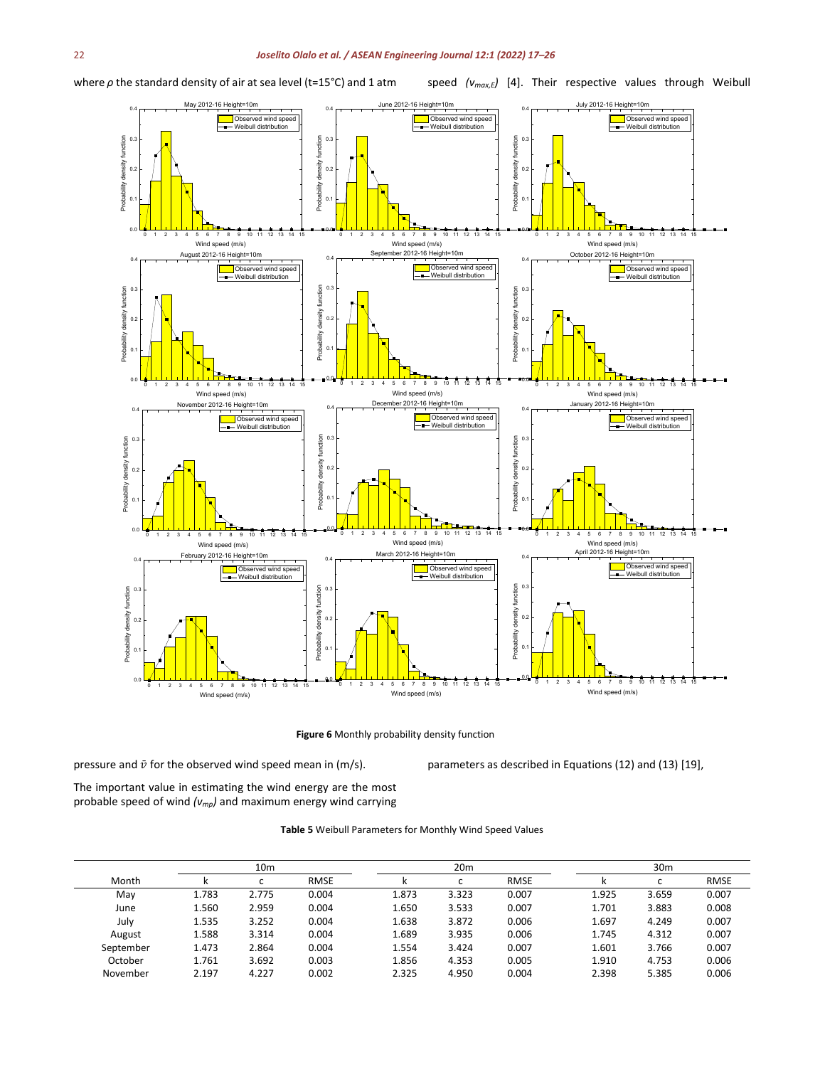where $\rho$ the standard density of air at sea level (t=15°C) and 1 atm pressure and $\bar{v}$ for the observed wind speed mean in (m/s).

The important value in estimating the wind energy are the most probable speed of wind ($v_{mp}$) and maximum energy wind carrying speed ($v_{max,E}$) [4]. Their respective values through Weibull parameters as described in Equations (12) and (13) [19],

**Figure 6** Monthly probability density function

**Table 5** Weibull Parameters for Monthly Wind Speed Values

| Month | 10m | | | 20m | | | 30m | | |
|---|---|---|---|---|---|---|---|---|---|
| | k | c | RMSE | k | c | RMSE | k | c | RMSE |
| May | 1.783 | 2.775 | 0.004 | 1.873 | 3.323 | 0.007 | 1.925 | 3.659 | 0.007 |
| June | 1.560 | 2.959 | 0.004 | 1.650 | 3.533 | 0.007 | 1.701 | 3.883 | 0.008 |
| July | 1.535 | 3.252 | 0.004 | 1.638 | 3.872 | 0.006 | 1.697 | 4.249 | 0.007 |
| August | 1.588 | 3.314 | 0.004 | 1.689 | 3.935 | 0.006 | 1.745 | 4.312 | 0.007 |
| September | 1.473 | 2.864 | 0.004 | 1.554 | 3.424 | 0.007 | 1.601 | 3.766 | 0.007 |
| October | 1.761 | 3.692 | 0.003 | 1.856 | 4.353 | 0.005 | 1.910 | 4.753 | 0.006 |
| November | 2.197 | 4.227 | 0.002 | 2.325 | 4.950 | 0.004 | 2.398 | 5.385 | 0.006 |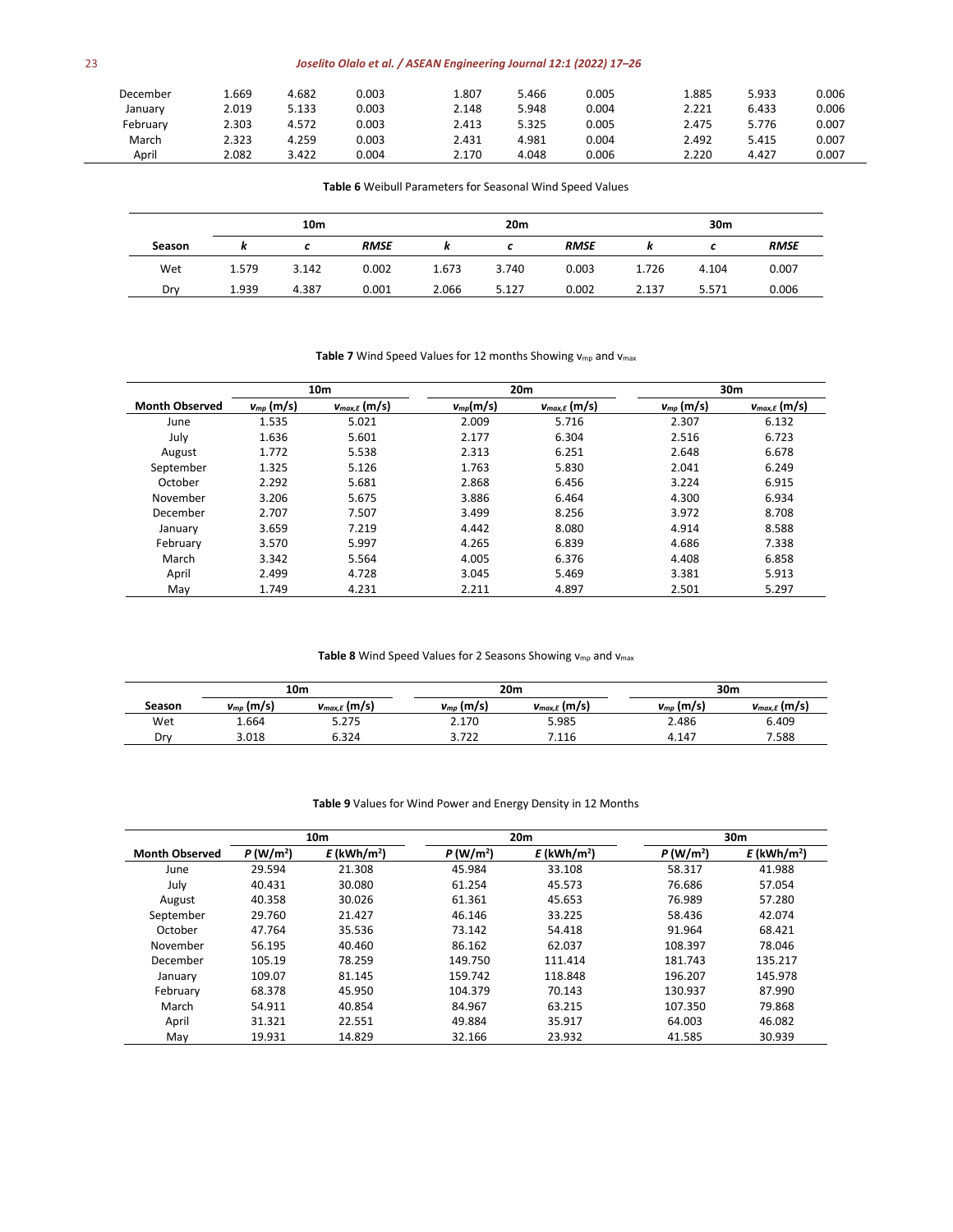| | | | | | | | | | |
|---|---|---|---|---|---|---|---|---|---|
| December | 1.669 | 4.682 | 0.003 | 1.807 | 5.466 | 0.005 | 1.885 | 5.933 | 0.006 |
| January | 2.019 | 5.133 | 0.003 | 2.148 | 5.948 | 0.004 | 2.221 | 6.433 | 0.006 |
| February | 2.303 | 4.572 | 0.003 | 2.413 | 5.325 | 0.005 | 2.475 | 5.776 | 0.007 |
| March | 2.323 | 4.259 | 0.003 | 2.431 | 4.981 | 0.004 | 2.492 | 5.415 | 0.007 |
| April | 2.082 | 3.422 | 0.004 | 2.170 | 4.048 | 0.006 | 2.220 | 4.427 | 0.007 |

**Table 6** Weibull Parameters for Seasonal Wind Speed Values

| | 10m | | | 20m | | | 30m | | |
|---|---|---|---|---|---|---|---|---|---|
| **Season** | ***k*** | ***c*** | ***RMSE*** | ***k*** | ***c*** | ***RMSE*** | ***k*** | ***c*** | ***RMSE*** |
| Wet | 1.579 | 3.142 | 0.002 | 1.673 | 3.740 | 0.003 | 1.726 | 4.104 | 0.007 |
| Dry | 1.939 | 4.387 | 0.001 | 2.066 | 5.127 | 0.002 | 2.137 | 5.571 | 0.006 |

**Table 7** Wind Speed Values for 12 months Showing $v_{mp}$ and $v_{max}$

| | 10m | | 20m | | 30m | |
|---|---|---|---|---|---|---|
| **Month Observed** | $v_{mp}$ (m/s) | $v_{max,E}$ (m/s) | $v_{mp}$(m/s) | $v_{max,E}$ (m/s) | $v_{mp}$ (m/s) | $v_{max,E}$ (m/s) |
| June | 1.535 | 5.021 | 2.009 | 5.716 | 2.307 | 6.132 |
| July | 1.636 | 5.601 | 2.177 | 6.304 | 2.516 | 6.723 |
| August | 1.772 | 5.538 | 2.313 | 6.251 | 2.648 | 6.678 |
| September | 1.325 | 5.126 | 1.763 | 5.830 | 2.041 | 6.249 |
| October | 2.292 | 5.681 | 2.868 | 6.456 | 3.224 | 6.915 |
| November | 3.206 | 5.675 | 3.886 | 6.464 | 4.300 | 6.934 |
| December | 2.707 | 7.507 | 3.499 | 8.256 | 3.972 | 8.708 |
| January | 3.659 | 7.219 | 4.442 | 8.080 | 4.914 | 8.588 |
| February | 3.570 | 5.997 | 4.265 | 6.839 | 4.686 | 7.338 |
| March | 3.342 | 5.564 | 4.005 | 6.376 | 4.408 | 6.858 |
| April | 2.499 | 4.728 | 3.045 | 5.469 | 3.381 | 5.913 |
| May | 1.749 | 4.231 | 2.211 | 4.897 | 2.501 | 5.297 |

**Table 8** Wind Speed Values for 2 Seasons Showing $v_{mp}$ and $v_{max}$

| | 10m | | 20m | | 30m | |
|---|---|---|---|---|---|---|
| **Season** | $v_{mp}$ (m/s) | $v_{max,E}$ (m/s) | $v_{mp}$ (m/s) | $v_{max,E}$ (m/s) | $v_{mp}$ (m/s) | $v_{max,E}$ (m/s) |
| Wet | 1.664 | 5.275 | 2.170 | 5.985 | 2.486 | 6.409 |
| Dry | 3.018 | 6.324 | 3.722 | 7.116 | 4.147 | 7.588 |

**Table 9** Values for Wind Power and Energy Density in 12 Months

| | 10m | | 20m | | 30m | |
|---|---|---|---|---|---|---|
| **Month Observed** | *P* (W/m$^2$) | *E* (kWh/m$^2$) | *P* (W/m$^2$) | *E* (kWh/m$^2$) | *P* (W/m$^2$) | *E* (kWh/m$^2$) |
| June | 29.594 | 21.308 | 45.984 | 33.108 | 58.317 | 41.988 |
| July | 40.431 | 30.080 | 61.254 | 45.573 | 76.686 | 57.054 |
| August | 40.358 | 30.026 | 61.361 | 45.653 | 76.989 | 57.280 |
| September | 29.760 | 21.427 | 46.146 | 33.225 | 58.436 | 42.074 |
| October | 47.764 | 35.536 | 73.142 | 54.418 | 91.964 | 68.421 |
| November | 56.195 | 40.460 | 86.162 | 62.037 | 108.397 | 78.046 |
| December | 105.19 | 78.259 | 149.750 | 111.414 | 181.743 | 135.217 |
| January | 109.07 | 81.145 | 159.742 | 118.848 | 196.207 | 145.978 |
| February | 68.378 | 45.950 | 104.379 | 70.143 | 130.937 | 87.990 |
| March | 54.911 | 40.854 | 84.967 | 63.215 | 107.350 | 79.868 |
| April | 31.321 | 22.551 | 49.884 | 35.917 | 64.003 | 46.082 |
| May | 19.931 | 14.829 | 32.166 | 23.932 | 41.585 | 30.939 |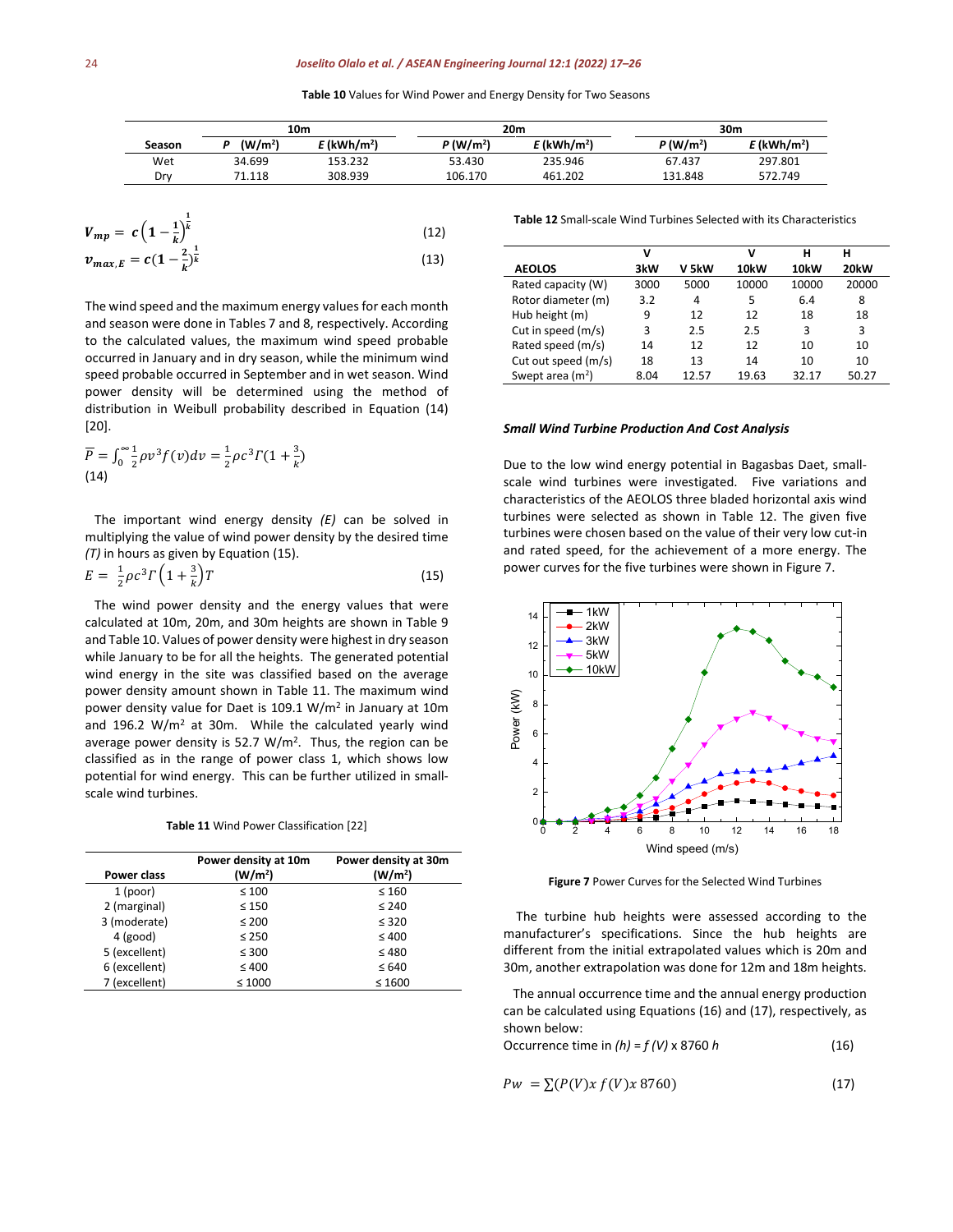**Table 10** Values for Wind Power and Energy Density for Two Seasons

| Season | 10m | | 20m | | 30m | |
|---|---|---|---|---|---|---|
| | *P* (W/m²) | *E* (kWh/m²) | *P* (W/m²) | *E* (kWh/m²) | *P* (W/m²) | *E* (kWh/m²) |
| Wet | 34.699 | 153.232 | 53.430 | 235.946 | 67.437 | 297.801 |
| Dry | 71.118 | 308.939 | 106.170 | 461.202 | 131.848 | 572.749 |

$$V_{mp} = c\left(1-\frac{1}{k}\right)^{\frac{1}{k}} \tag{12}$$

$$v_{max,E} = c(1-\frac{2}{k})^{\frac{1}{k}} \tag{13}$$

The wind speed and the maximum energy values for each month and season were done in Tables 7 and 8, respectively. According to the calculated values, the maximum wind speed probable occurred in January and in dry season, while the minimum wind speed probable occurred in September and in wet season. Wind power density will be determined using the method of distribution in Weibull probability described in Equation (14) [20].

$$\overline{P} = \int_0^\infty \frac{1}{2}\rho v^3 f(v)dv = \frac{1}{2}\rho c^3 \Gamma(1+\frac{3}{k}) \tag{14}$$

The important wind energy density *(E)* can be solved in multiplying the value of wind power density by the desired time *(T)* in hours as given by Equation (15).

$$E = \frac{1}{2}\rho c^3 \Gamma\left(1+\frac{3}{k}\right)T \tag{15}$$

The wind power density and the energy values that were calculated at 10m, 20m, and 30m heights are shown in Table 9 and Table 10. Values of power density were highest in dry season while January to be for all the heights. The generated potential wind energy in the site was classified based on the average power density amount shown in Table 11. The maximum wind power density value for Daet is 109.1 W/m² in January at 10m and 196.2 W/m² at 30m. While the calculated yearly wind average power density is 52.7 W/m². Thus, the region can be classified as in the range of power class 1, which shows low potential for wind energy. This can be further utilized in small-scale wind turbines.

**Table 11** Wind Power Classification [22]

| Power class | Power density at 10m (W/m²) | Power density at 30m (W/m²) |
|---|---|---|
| 1 (poor) | ≤ 100 | ≤ 160 |
| 2 (marginal) | ≤ 150 | ≤ 240 |
| 3 (moderate) | ≤ 200 | ≤ 320 |
| 4 (good) | ≤ 250 | ≤ 400 |
| 5 (excellent) | ≤ 300 | ≤ 480 |
| 6 (excellent) | ≤ 400 | ≤ 640 |
| 7 (excellent) | ≤ 1000 | ≤ 1600 |

**Table 12** Small-scale Wind Turbines Selected with its Characteristics

| AEOLOS | V 3kW | V 5kW | V 10kW | H 10kW | H 20kW |
|---|---|---|---|---|---|
| Rated capacity (W) | 3000 | 5000 | 10000 | 10000 | 20000 |
| Rotor diameter (m) | 3.2 | 4 | 5 | 6.4 | 8 |
| Hub height (m) | 9 | 12 | 12 | 18 | 18 |
| Cut in speed (m/s) | 3 | 2.5 | 2.5 | 3 | 3 |
| Rated speed (m/s) | 14 | 12 | 12 | 10 | 10 |
| Cut out speed (m/s) | 18 | 13 | 14 | 10 | 10 |
| Swept area (m²) | 8.04 | 12.57 | 19.63 | 32.17 | 50.27 |

***Small Wind Turbine Production And Cost Analysis***

Due to the low wind energy potential in Bagasbas Daet, small-scale wind turbines were investigated. Five variations and characteristics of the AEOLOS three bladed horizontal axis wind turbines were selected as shown in Table 12. The given five turbines were chosen based on the value of their very low cut-in and rated speed, for the achievement of a more energy. The power curves for the five turbines were shown in Figure 7.

**Figure 7** Power Curves for the Selected Wind Turbines

The turbine hub heights were assessed according to the manufacturer's specifications. Since the hub heights are different from the initial extrapolated values which is 20m and 30m, another extrapolation was done for 12m and 18m heights.

The annual occurrence time and the annual energy production can be calculated using Equations (16) and (17), respectively, as shown below:

Occurrence time in *(h) = f (V)* x 8760 *h* (16)

$$Pw = \sum(P(V) x\, f(V) x\, 8760) \tag{17}$$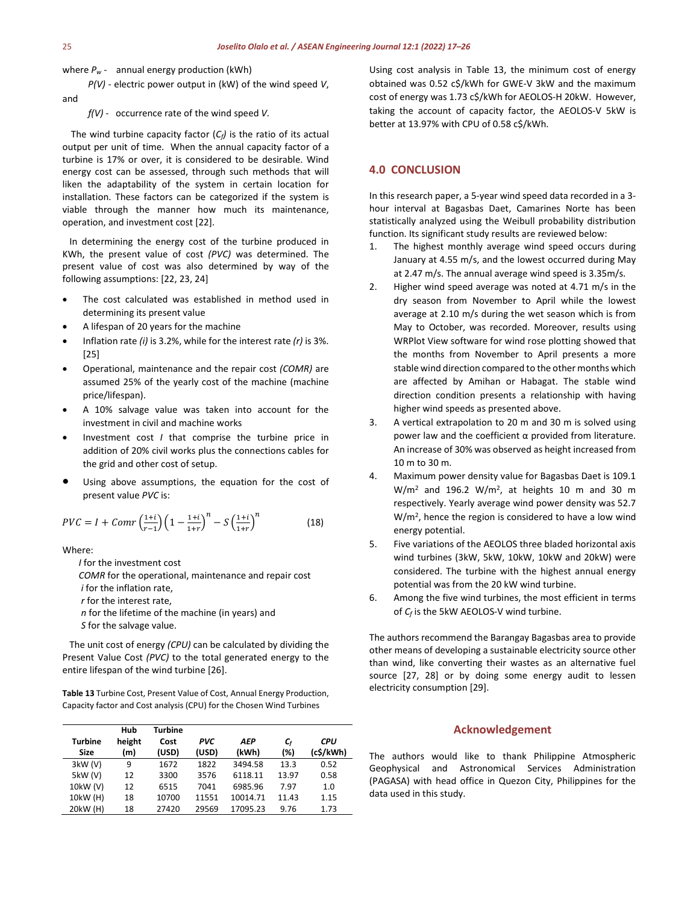where $P_w$ - annual energy production (kWh)

$P(V)$ - electric power output in (kW) of the wind speed $V$, and

$f(V)$ - occurrence rate of the wind speed $V$.

The wind turbine capacity factor ($C_f$) is the ratio of its actual output per unit of time. When the annual capacity factor of a turbine is 17% or over, it is considered to be desirable. Wind energy cost can be assessed, through such methods that will liken the adaptability of the system in certain location for installation. These factors can be categorized if the system is viable through the manner how much its maintenance, operation, and investment cost [22].

In determining the energy cost of the turbine produced in KWh, the present value of cost *(PVC)* was determined. The present value of cost was also determined by way of the following assumptions: [22, 23, 24]

- The cost calculated was established in method used in determining its present value
- A lifespan of 20 years for the machine
- Inflation rate *(i)* is 3.2%, while for the interest rate *(r)* is 3%. [25]
- Operational, maintenance and the repair cost *(COMR)* are assumed 25% of the yearly cost of the machine (machine price/lifespan).
- A 10% salvage value was taken into account for the investment in civil and machine works
- Investment cost *I* that comprise the turbine price in addition of 20% civil works plus the connections cables for the grid and other cost of setup.
- Using above assumptions, the equation for the cost of present value *PVC* is:

$$PVC = I + Comr\left(\frac{1+i}{r-1}\right)\left(1-\frac{1+i}{1+r}\right)^n - S\left(\frac{1+i}{1+r}\right)^n \tag{18}$$

Where:

*I* for the investment cost
*COMR* for the operational, maintenance and repair cost
*i* for the inflation rate,
*r* for the interest rate,
*n* for the lifetime of the machine (in years) and
*S* for the salvage value.

The unit cost of energy *(CPU)* can be calculated by dividing the Present Value Cost *(PVC)* to the total generated energy to the entire lifespan of the wind turbine [26].

**Table 13** Turbine Cost, Present Value of Cost, Annual Energy Production, Capacity factor and Cost analysis (CPU) for the Chosen Wind Turbines

| Turbine Size | Hub height (m) | Turbine Cost (USD) | *PVC* (USD) | *AEP* (kWh) | $C_f$ (%) | *CPU* (c$/kWh) |
|---|---|---|---|---|---|---|
| 3kW (V) | 9 | 1672 | 1822 | 3494.58 | 13.3 | 0.52 |
| 5kW (V) | 12 | 3300 | 3576 | 6118.11 | 13.97 | 0.58 |
| 10kW (V) | 12 | 6515 | 7041 | 6985.96 | 7.97 | 1.0 |
| 10kW (H) | 18 | 10700 | 11551 | 10014.71 | 11.43 | 1.15 |
| 20kW (H) | 18 | 27420 | 29569 | 17095.23 | 9.76 | 1.73 |

Using cost analysis in Table 13, the minimum cost of energy obtained was 0.52 c$/kWh for GWE-V 3kW and the maximum cost of energy was 1.73 c$/kWh for AEOLOS-H 20kW. However, taking the account of capacity factor, the AEOLOS-V 5kW is better at 13.97% with CPU of 0.58 c$/kWh.

## 4.0 CONCLUSION

In this research paper, a 5-year wind speed data recorded in a 3-hour interval at Bagasbas Daet, Camarines Norte has been statistically analyzed using the Weibull probability distribution function. Its significant study results are reviewed below:

1. The highest monthly average wind speed occurs during January at 4.55 m/s, and the lowest occurred during May at 2.47 m/s. The annual average wind speed is 3.35m/s.
2. Higher wind speed average was noted at 4.71 m/s in the dry season from November to April while the lowest average at 2.10 m/s during the wet season which is from May to October, was recorded. Moreover, results using WRPlot View software for wind rose plotting showed that the months from November to April presents a more stable wind direction compared to the other months which are affected by Amihan or Habagat. The stable wind direction condition presents a relationship with having higher wind speeds as presented above.
3. A vertical extrapolation to 20 m and 30 m is solved using power law and the coefficient α provided from literature. An increase of 30% was observed as height increased from 10 m to 30 m.
4. Maximum power density value for Bagasbas Daet is 109.1 W/m$^2$ and 196.2 W/m$^2$, at heights 10 m and 30 m respectively. Yearly average wind power density was 52.7 W/m$^2$, hence the region is considered to have a low wind energy potential.
5. Five variations of the AEOLOS three bladed horizontal axis wind turbines (3kW, 5kW, 10kW, 10kW and 20kW) were considered. The turbine with the highest annual energy potential was from the 20 kW wind turbine.
6. Among the five wind turbines, the most efficient in terms of $C_f$ is the 5kW AEOLOS-V wind turbine.

The authors recommend the Barangay Bagasbas area to provide other means of developing a sustainable electricity source other than wind, like converting their wastes as an alternative fuel source [27, 28] or by doing some energy audit to lessen electricity consumption [29].

## Acknowledgement

The authors would like to thank Philippine Atmospheric Geophysical and Astronomical Services Administration (PAGASA) with head office in Quezon City, Philippines for the data used in this study.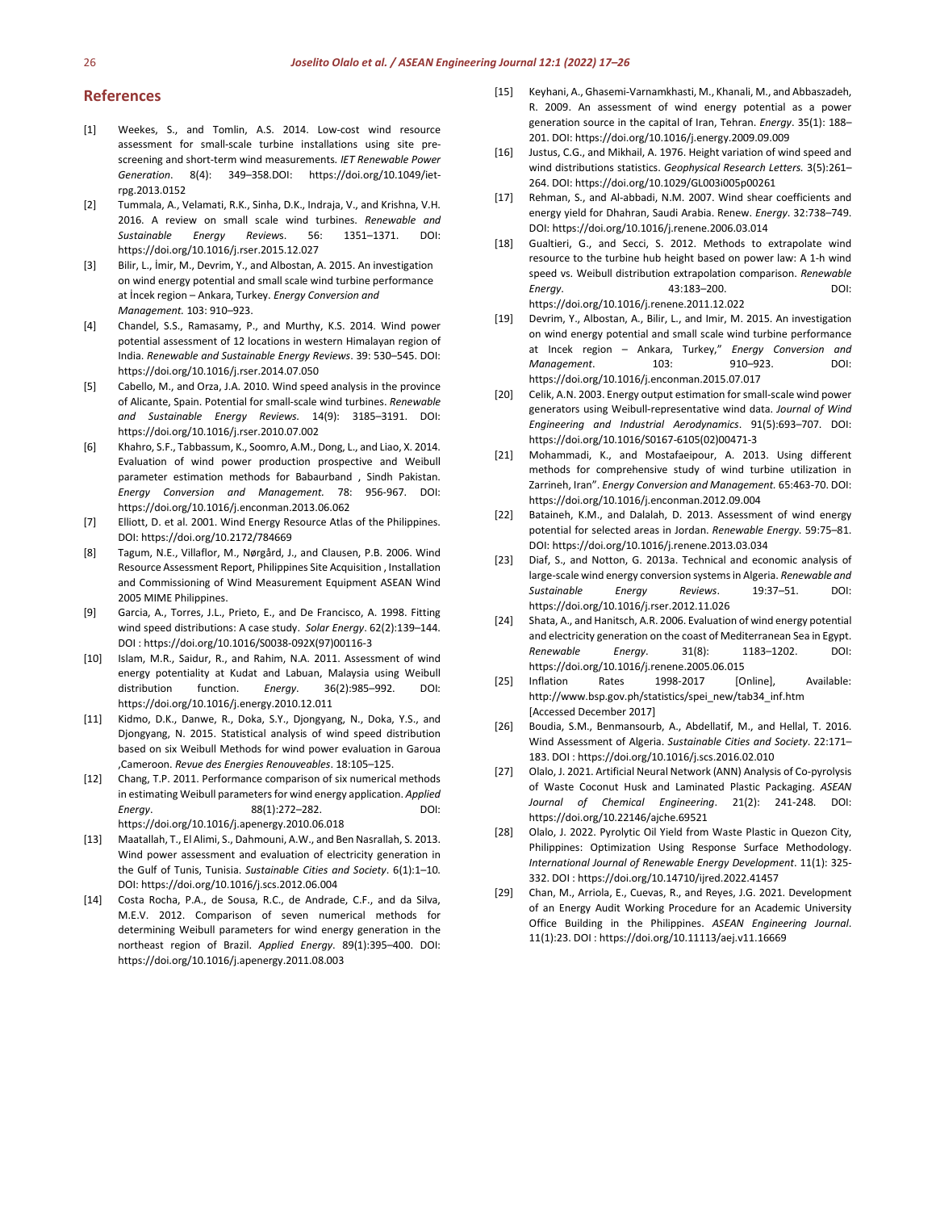## References

[1] Weekes, S., and Tomlin, A.S. 2014. Low-cost wind resource assessment for small-scale turbine installations using site pre-screening and short-term wind measurements. *IET Renewable Power Generation*. 8(4): 349–358.DOI: https://doi.org/10.1049/iet-rpg.2013.0152

[2] Tummala, A., Velamati, R.K., Sinha, D.K., Indraja, V., and Krishna, V.H. 2016. A review on small scale wind turbines. *Renewable and Sustainable Energy Reviews*. 56: 1351–1371. DOI: https://doi.org/10.1016/j.rser.2015.12.027

[3] Bilir, L., İmir, M., Devrim, Y., and Albostan, A. 2015. An investigation on wind energy potential and small scale wind turbine performance at İncek region – Ankara, Turkey. *Energy Conversion and Management.* 103: 910–923.

[4] Chandel, S.S., Ramasamy, P., and Murthy, K.S. 2014. Wind power potential assessment of 12 locations in western Himalayan region of India. *Renewable and Sustainable Energy Reviews*. 39: 530–545. DOI: https://doi.org/10.1016/j.rser.2014.07.050

[5] Cabello, M., and Orza, J.A. 2010. Wind speed analysis in the province of Alicante, Spain. Potential for small-scale wind turbines. *Renewable and Sustainable Energy Reviews.* 14(9): 3185–3191. DOI: https://doi.org/10.1016/j.rser.2010.07.002

[6] Khahro, S.F., Tabbassum, K., Soomro, A.M., Dong, L., and Liao, X. 2014. Evaluation of wind power production prospective and Weibull parameter estimation methods for Babaurband , Sindh Pakistan. *Energy Conversion and Management.* 78: 956-967. DOI: https://doi.org/10.1016/j.enconman.2013.06.062

[7] Elliott, D. et al. 2001. Wind Energy Resource Atlas of the Philippines. DOI: https://doi.org/10.2172/784669

[8] Tagum, N.E., Villaflor, M., Nørgård, J., and Clausen, P.B. 2006. Wind Resource Assessment Report, Philippines Site Acquisition , Installation and Commissioning of Wind Measurement Equipment ASEAN Wind 2005 MIME Philippines.

[9] Garcia, A., Torres, J.L., Prieto, E., and De Francisco, A. 1998. Fitting wind speed distributions: A case study. *Solar Energy*. 62(2):139–144. DOI : https://doi.org/10.1016/S0038-092X(97)00116-3

[10] Islam, M.R., Saidur, R., and Rahim, N.A. 2011. Assessment of wind energy potentiality at Kudat and Labuan, Malaysia using Weibull distribution function. *Energy*. 36(2):985–992. DOI: https://doi.org/10.1016/j.energy.2010.12.011

[11] Kidmo, D.K., Danwe, R., Doka, S.Y., Djongyang, N., Doka, Y.S., and Djongyang, N. 2015. Statistical analysis of wind speed distribution based on six Weibull Methods for wind power evaluation in Garoua ,Cameroon. *Revue des Energies Renouveables*. 18:105–125.

[12] Chang, T.P. 2011. Performance comparison of six numerical methods in estimating Weibull parameters for wind energy application. *Applied Energy*. 88(1):272–282. DOI: https://doi.org/10.1016/j.apenergy.2010.06.018

[13] Maatallah, T., El Alimi, S., Dahmouni, A.W., and Ben Nasrallah, S. 2013. Wind power assessment and evaluation of electricity generation in the Gulf of Tunis, Tunisia. *Sustainable Cities and Society*. 6(1):1–10. DOI: https://doi.org/10.1016/j.scs.2012.06.004

[14] Costa Rocha, P.A., de Sousa, R.C., de Andrade, C.F., and da Silva, M.E.V. 2012. Comparison of seven numerical methods for determining Weibull parameters for wind energy generation in the northeast region of Brazil. *Applied Energy*. 89(1):395–400. DOI: https://doi.org/10.1016/j.apenergy.2011.08.003

[15] Keyhani, A., Ghasemi-Varnamkhasti, M., Khanali, M., and Abbaszadeh, R. 2009. An assessment of wind energy potential as a power generation source in the capital of Iran, Tehran. *Energy*. 35(1): 188–201. DOI: https://doi.org/10.1016/j.energy.2009.09.009

[16] Justus, C.G., and Mikhail, A. 1976. Height variation of wind speed and wind distributions statistics. *Geophysical Research Letters.* 3(5):261–264. DOI: https://doi.org/10.1029/GL003i005p00261

[17] Rehman, S., and Al-abbadi, N.M. 2007. Wind shear coefficients and energy yield for Dhahran, Saudi Arabia. Renew. *Energy*. 32:738–749. DOI: https://doi.org/10.1016/j.renene.2006.03.014

[18] Gualtieri, G., and Secci, S. 2012. Methods to extrapolate wind resource to the turbine hub height based on power law: A 1-h wind speed vs. Weibull distribution extrapolation comparison. *Renewable Energy*. 43:183–200. DOI: https://doi.org/10.1016/j.renene.2011.12.022

[19] Devrim, Y., Albostan, A., Bilir, L., and Imir, M. 2015. An investigation on wind energy potential and small scale wind turbine performance at Incek region – Ankara, Turkey," *Energy Conversion and Management*. 103: 910–923. DOI: https://doi.org/10.1016/j.enconman.2015.07.017

[20] Celik, A.N. 2003. Energy output estimation for small-scale wind power generators using Weibull-representative wind data. *Journal of Wind Engineering and Industrial Aerodynamics*. 91(5):693–707. DOI: https://doi.org/10.1016/S0167-6105(02)00471-3

[21] Mohammadi, K., and Mostafaeipour, A. 2013. Using different methods for comprehensive study of wind turbine utilization in Zarrineh, Iran". *Energy Conversion and Management.* 65:463-70. DOI: https://doi.org/10.1016/j.enconman.2012.09.004

[22] Bataineh, K.M., and Dalalah, D. 2013. Assessment of wind energy potential for selected areas in Jordan. *Renewable Energy.* 59:75–81. DOI: https://doi.org/10.1016/j.renene.2013.03.034

[23] Diaf, S., and Notton, G. 2013a. Technical and economic analysis of large-scale wind energy conversion systems in Algeria. *Renewable and Sustainable Energy Reviews*. 19:37–51. DOI: https://doi.org/10.1016/j.rser.2012.11.026

[24] Shata, A., and Hanitsch, A.R. 2006. Evaluation of wind energy potential and electricity generation on the coast of Mediterranean Sea in Egypt. *Renewable Energy*. 31(8): 1183–1202. DOI: https://doi.org/10.1016/j.renene.2005.06.015

[25] Inflation Rates 1998-2017 [Online], Available: http://www.bsp.gov.ph/statistics/spei_new/tab34_inf.htm [Accessed December 2017]

[26] Boudia, S.M., Benmansourb, A., Abdellatif, M., and Hellal, T. 2016. Wind Assessment of Algeria. *Sustainable Cities and Society*. 22:171–183. DOI : https://doi.org/10.1016/j.scs.2016.02.010

[27] Olalo, J. 2021. Artificial Neural Network (ANN) Analysis of Co-pyrolysis of Waste Coconut Husk and Laminated Plastic Packaging. *ASEAN Journal of Chemical Engineering*. 21(2): 241-248. DOI: https://doi.org/10.22146/ajche.69521

[28] Olalo, J. 2022. Pyrolytic Oil Yield from Waste Plastic in Quezon City, Philippines: Optimization Using Response Surface Methodology. *International Journal of Renewable Energy Development*. 11(1): 325-332. DOI : https://doi.org/10.14710/ijred.2022.41457

[29] Chan, M., Arriola, E., Cuevas, R., and Reyes, J.G. 2021. Development of an Energy Audit Working Procedure for an Academic University Office Building in the Philippines. *ASEAN Engineering Journal*. 11(1):23. DOI : https://doi.org/10.11113/aej.v11.16669